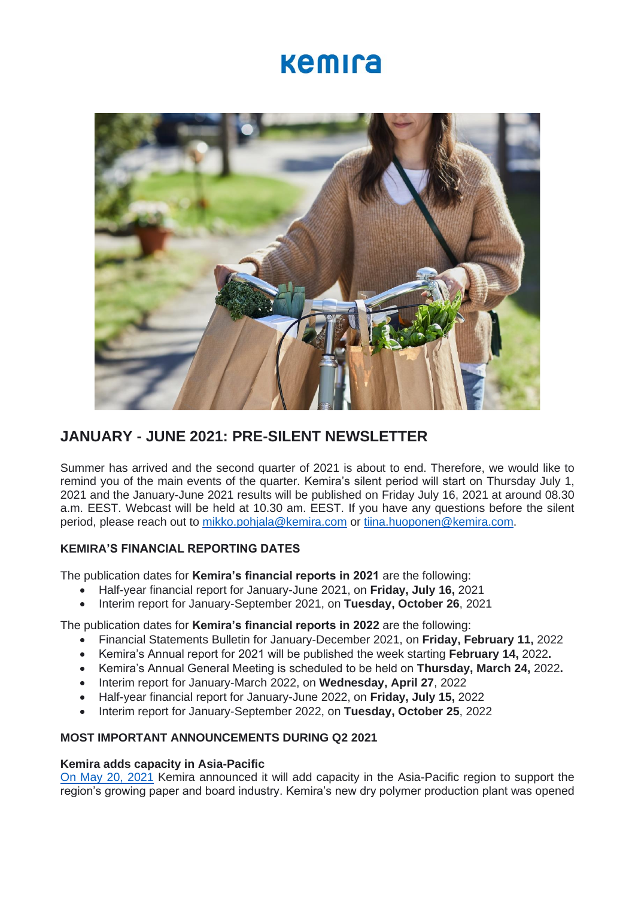# Kemira

## JANUARY - JUNE 2021: PRE-SILENT NEWSLETTER

Summer has arrived and the second quarter of 2021 is about to end. Therefore, we would like to remind you of the main events of the quarter. Kemira's silent period will start on Thursday July 1, 2021 and the January-June 2021 results will be published on Friday July 16, 2021 at around 08.30 a.m. EEST. Webcast will be held at 10.30 am. EEST. If you have any questions before the silent period, please reach out to mikko.pohjala@kemira.com or tiina.huoponen@kemira.com.

### KEMIRA'S FINANCIAL REPORTING DATES

The publication dates for **Kemira's financial reports in 2021** are the following:

- Half-year financial report for January-June 2021, on **Friday, July 16,** 2021
- Interim report for January-September 2021, on **Tuesday, October 26**, 2021

The publication dates for **Kemira's financial reports in 2022** are the following:

- Financial Statements Bulletin for January-December 2021, on **Friday, February 11,** 2022
- Kemira's Annual report for 2021 will be published the week starting **February 14,** 2022**.**
- Kemira's Annual General Meeting is scheduled to be held on **Thursday, March 24,** 2022**.**
- Interim report for January-March 2022, on **Wednesday, April 27**, 2022
- Half-year financial report for January-June 2022, on **Friday, July 15,** 2022
- Interim report for January-September 2022, on **Tuesday, October 25**, 2022

### MOST IMPORTANT ANNOUNCEMENTS DURING Q2 2021

**Kemira adds capacity in Asia-Pacific**

On May 20, 2021 Kemira announced it will add capacity in the Asia-Pacific region to support the region's growing paper and board industry. Kemira's new dry polymer production plant was opened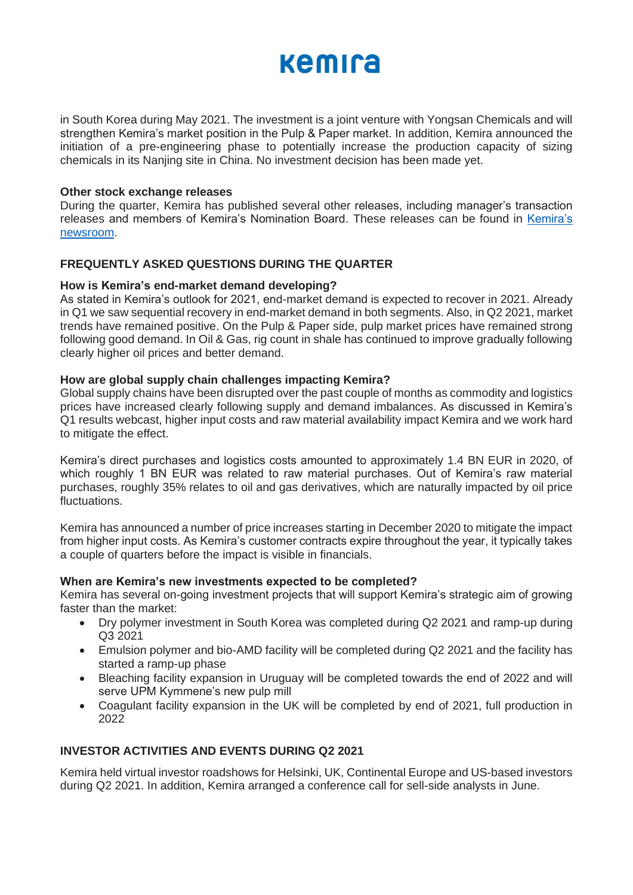in South Korea during May 2021. The investment is a joint venture with Yongsan Chemicals and will strengthen Kemira's market position in the Pulp & Paper market. In addition, Kemira announced the initiation of a pre-engineering phase to potentially increase the production capacity of sizing chemicals in its Nanjing site in China. No investment decision has been made yet.

**Other stock exchange releases**

During the quarter, Kemira has published several other releases, including manager's transaction releases and members of Kemira's Nomination Board. These releases can be found in Kemira's newsroom.

## FREQUENTLY ASKED QUESTIONS DURING THE QUARTER

**How is Kemira's end-market demand developing?**

As stated in Kemira's outlook for 2021, end-market demand is expected to recover in 2021. Already in Q1 we saw sequential recovery in end-market demand in both segments. Also, in Q2 2021, market trends have remained positive. On the Pulp & Paper side, pulp market prices have remained strong following good demand. In Oil & Gas, rig count in shale has continued to improve gradually following clearly higher oil prices and better demand.

**How are global supply chain challenges impacting Kemira?**

Global supply chains have been disrupted over the past couple of months as commodity and logistics prices have increased clearly following supply and demand imbalances. As discussed in Kemira's Q1 results webcast, higher input costs and raw material availability impact Kemira and we work hard to mitigate the effect.

Kemira's direct purchases and logistics costs amounted to approximately 1.4 BN EUR in 2020, of which roughly 1 BN EUR was related to raw material purchases. Out of Kemira's raw material purchases, roughly 35% relates to oil and gas derivatives, which are naturally impacted by oil price fluctuations.

Kemira has announced a number of price increases starting in December 2020 to mitigate the impact from higher input costs. As Kemira's customer contracts expire throughout the year, it typically takes a couple of quarters before the impact is visible in financials.

**When are Kemira's new investments expected to be completed?**

Kemira has several on-going investment projects that will support Kemira's strategic aim of growing faster than the market:

- Dry polymer investment in South Korea was completed during Q2 2021 and ramp-up during Q3 2021
- Emulsion polymer and bio-AMD facility will be completed during Q2 2021 and the facility has started a ramp-up phase
- Bleaching facility expansion in Uruguay will be completed towards the end of 2022 and will serve UPM Kymmene's new pulp mill
- Coagulant facility expansion in the UK will be completed by end of 2021, full production in 2022

## INVESTOR ACTIVITIES AND EVENTS DURING Q2 2021

Kemira held virtual investor roadshows for Helsinki, UK, Continental Europe and US-based investors during Q2 2021. In addition, Kemira arranged a conference call for sell-side analysts in June.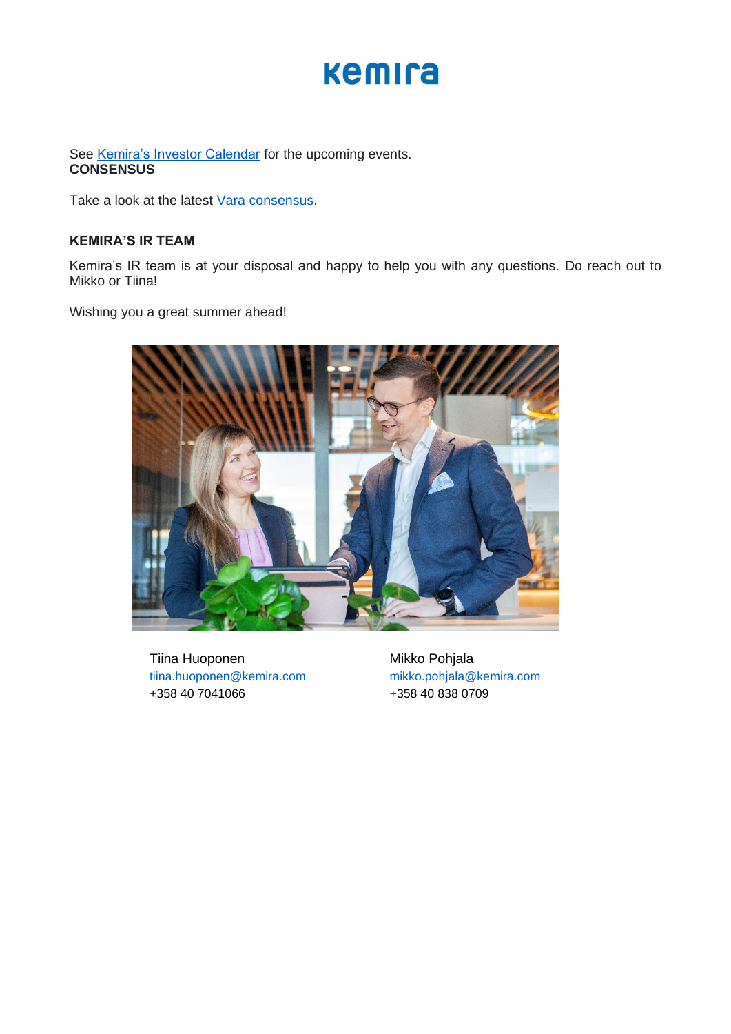Kemira

See Kemira's Investor Calendar for the upcoming events.

**CONSENSUS**

Take a look at the latest Vara consensus.

**KEMIRA'S IR TEAM**

Kemira's IR team is at your disposal and happy to help you with any questions. Do reach out to Mikko or Tiina!

Wishing you a great summer ahead!

Tiina Huoponen
tiina.huoponen@kemira.com
+358 40 7041066

Mikko Pohjala
mikko.pohjala@kemira.com
+358 40 838 0709